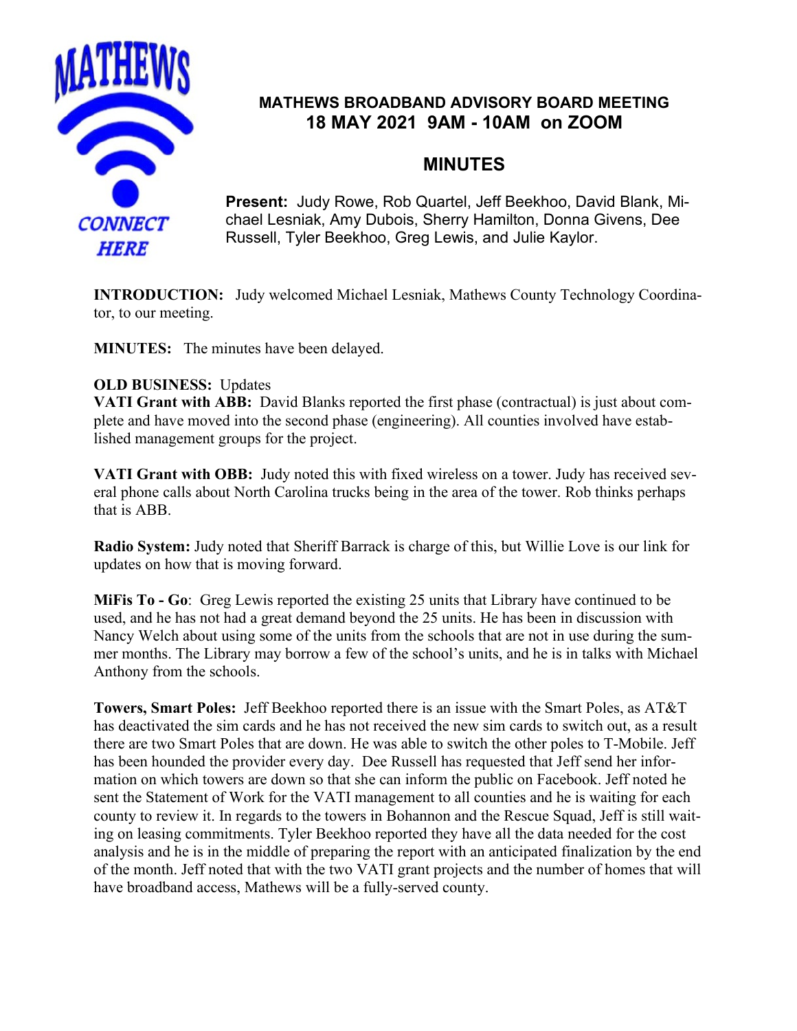# MATHEWS BROADBAND ADVISORY BOARD MEETING
## 18 MAY 2021 9AM - 10AM on ZOOM

## MINUTES

**Present:** Judy Rowe, Rob Quartel, Jeff Beekhoo, David Blank, Michael Lesniak, Amy Dubois, Sherry Hamilton, Donna Givens, Dee Russell, Tyler Beekhoo, Greg Lewis, and Julie Kaylor.

**INTRODUCTION:** Judy welcomed Michael Lesniak, Mathews County Technology Coordinator, to our meeting.

**MINUTES:** The minutes have been delayed.

**OLD BUSINESS:** Updates

**VATI Grant with ABB:** David Blanks reported the first phase (contractual) is just about complete and have moved into the second phase (engineering). All counties involved have established management groups for the project.

**VATI Grant with OBB:** Judy noted this with fixed wireless on a tower. Judy has received several phone calls about North Carolina trucks being in the area of the tower. Rob thinks perhaps that is ABB.

**Radio System:** Judy noted that Sheriff Barrack is charge of this, but Willie Love is our link for updates on how that is moving forward.

**MiFis To - Go**: Greg Lewis reported the existing 25 units that Library have continued to be used, and he has not had a great demand beyond the 25 units. He has been in discussion with Nancy Welch about using some of the units from the schools that are not in use during the summer months. The Library may borrow a few of the school's units, and he is in talks with Michael Anthony from the schools.

**Towers, Smart Poles:** Jeff Beekhoo reported there is an issue with the Smart Poles, as AT&T has deactivated the sim cards and he has not received the new sim cards to switch out, as a result there are two Smart Poles that are down. He was able to switch the other poles to T-Mobile. Jeff has been hounded the provider every day. Dee Russell has requested that Jeff send her information on which towers are down so that she can inform the public on Facebook. Jeff noted he sent the Statement of Work for the VATI management to all counties and he is waiting for each county to review it. In regards to the towers in Bohannon and the Rescue Squad, Jeff is still waiting on leasing commitments. Tyler Beekhoo reported they have all the data needed for the cost analysis and he is in the middle of preparing the report with an anticipated finalization by the end of the month. Jeff noted that with the two VATI grant projects and the number of homes that will have broadband access, Mathews will be a fully-served county.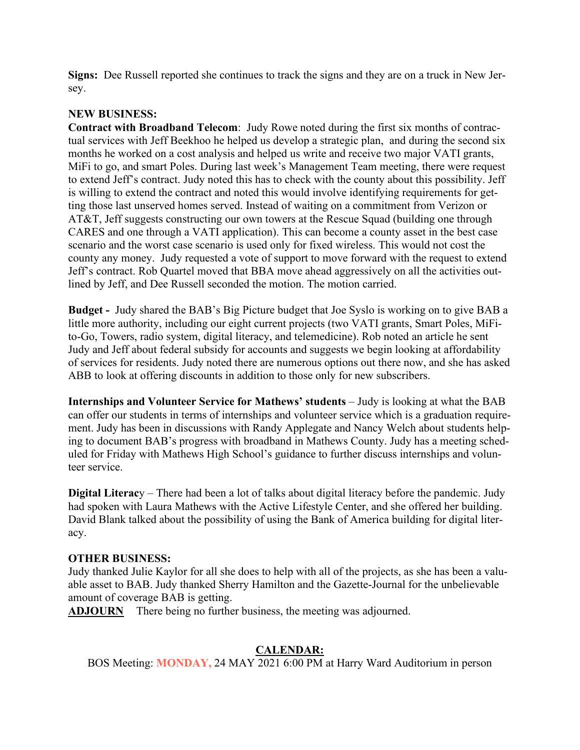**Signs:** Dee Russell reported she continues to track the signs and they are on a truck in New Jersey.

**NEW BUSINESS:**

**Contract with Broadband Telecom**: Judy Rowe noted during the first six months of contractual services with Jeff Beekhoo he helped us develop a strategic plan, and during the second six months he worked on a cost analysis and helped us write and receive two major VATI grants, MiFi to go, and smart Poles. During last week's Management Team meeting, there were request to extend Jeff's contract. Judy noted this has to check with the county about this possibility. Jeff is willing to extend the contract and noted this would involve identifying requirements for getting those last unserved homes served. Instead of waiting on a commitment from Verizon or AT&T, Jeff suggests constructing our own towers at the Rescue Squad (building one through CARES and one through a VATI application). This can become a county asset in the best case scenario and the worst case scenario is used only for fixed wireless. This would not cost the county any money. Judy requested a vote of support to move forward with the request to extend Jeff's contract. Rob Quartel moved that BBA move ahead aggressively on all the activities outlined by Jeff, and Dee Russell seconded the motion. The motion carried.

**Budget -** Judy shared the BAB's Big Picture budget that Joe Syslo is working on to give BAB a little more authority, including our eight current projects (two VATI grants, Smart Poles, MiFi-to-Go, Towers, radio system, digital literacy, and telemedicine). Rob noted an article he sent Judy and Jeff about federal subsidy for accounts and suggests we begin looking at affordability of services for residents. Judy noted there are numerous options out there now, and she has asked ABB to look at offering discounts in addition to those only for new subscribers.

**Internships and Volunteer Service for Mathews' students** – Judy is looking at what the BAB can offer our students in terms of internships and volunteer service which is a graduation requirement. Judy has been in discussions with Randy Applegate and Nancy Welch about students helping to document BAB's progress with broadband in Mathews County. Judy has a meeting scheduled for Friday with Mathews High School's guidance to further discuss internships and volunteer service.

**Digital Literacy** – There had been a lot of talks about digital literacy before the pandemic. Judy had spoken with Laura Mathews with the Active Lifestyle Center, and she offered her building. David Blank talked about the possibility of using the Bank of America building for digital literacy.

**OTHER BUSINESS:**

Judy thanked Julie Kaylor for all she does to help with all of the projects, as she has been a valuable asset to BAB. Judy thanked Sherry Hamilton and the Gazette-Journal for the unbelievable amount of coverage BAB is getting.

**ADJOURN** There being no further business, the meeting was adjourned.

**CALENDAR:**

BOS Meeting: **MONDAY,** 24 MAY 2021 6:00 PM at Harry Ward Auditorium in person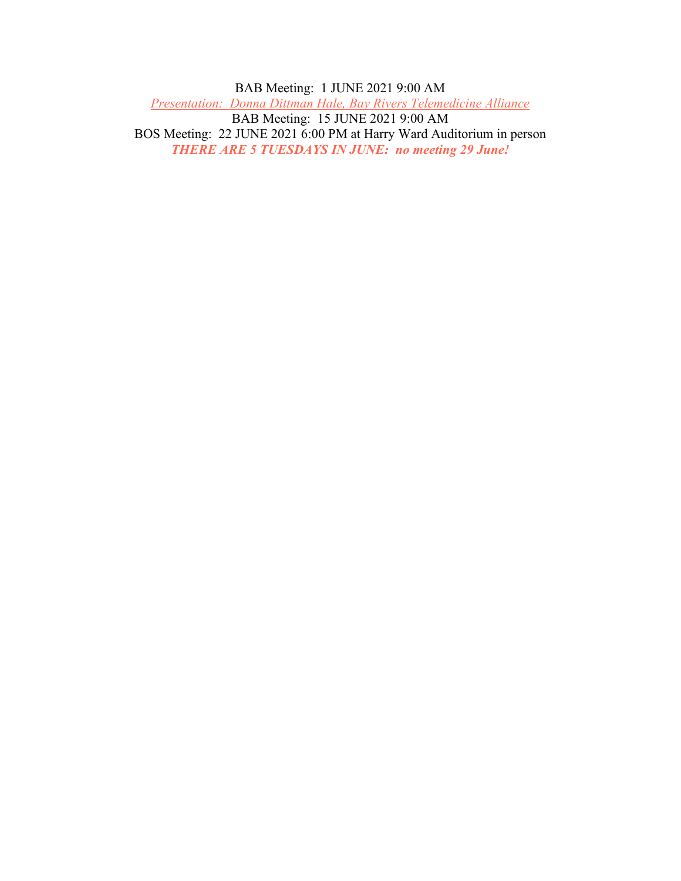BAB Meeting:  1 JUNE 2021 9:00 AM

*Presentation:  Donna Dittman Hale, Bay Rivers Telemedicine Alliance*

BAB Meeting:  15 JUNE 2021 9:00 AM

BOS Meeting:  22 JUNE 2021 6:00 PM at Harry Ward Auditorium in person

***THERE ARE 5 TUESDAYS IN JUNE:  no meeting 29 June!***